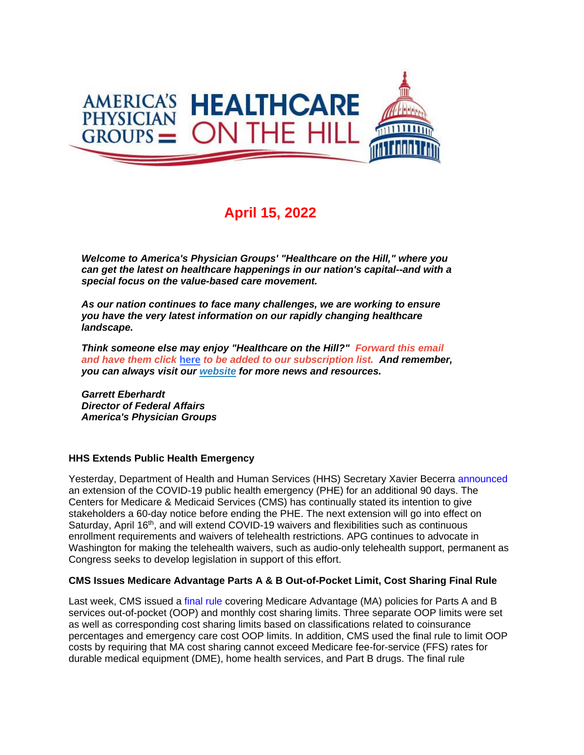# America's Physician Groups — Healthcare on the Hill

## April 15, 2022

***Welcome to America's Physician Groups' "Healthcare on the Hill," where you can get the latest on healthcare happenings in our nation's capital--and with a special focus on the value-based care movement.***

***As our nation continues to face many challenges, we are working to ensure you have the very latest information on our rapidly changing healthcare landscape.***

***Think someone else may enjoy "Healthcare on the Hill?" Forward this email and have them click here to be added to our subscription list. And remember, you can always visit our website for more news and resources.***

***Garrett Eberhardt***
***Director of Federal Affairs***
***America's Physician Groups***

**HHS Extends Public Health Emergency**

Yesterday, Department of Health and Human Services (HHS) Secretary Xavier Becerra announced an extension of the COVID-19 public health emergency (PHE) for an additional 90 days. The Centers for Medicare & Medicaid Services (CMS) has continually stated its intention to give stakeholders a 60-day notice before ending the PHE. The next extension will go into effect on Saturday, April 16th, and will extend COVID-19 waivers and flexibilities such as continuous enrollment requirements and waivers of telehealth restrictions. APG continues to advocate in Washington for making the telehealth waivers, such as audio-only telehealth support, permanent as Congress seeks to develop legislation in support of this effort.

**CMS Issues Medicare Advantage Parts A & B Out-of-Pocket Limit, Cost Sharing Final Rule**

Last week, CMS issued a final rule covering Medicare Advantage (MA) policies for Parts A and B services out-of-pocket (OOP) and monthly cost sharing limits. Three separate OOP limits were set as well as corresponding cost sharing limits based on classifications related to coinsurance percentages and emergency care cost OOP limits. In addition, CMS used the final rule to limit OOP costs by requiring that MA cost sharing cannot exceed Medicare fee-for-service (FFS) rates for durable medical equipment (DME), home health services, and Part B drugs. The final rule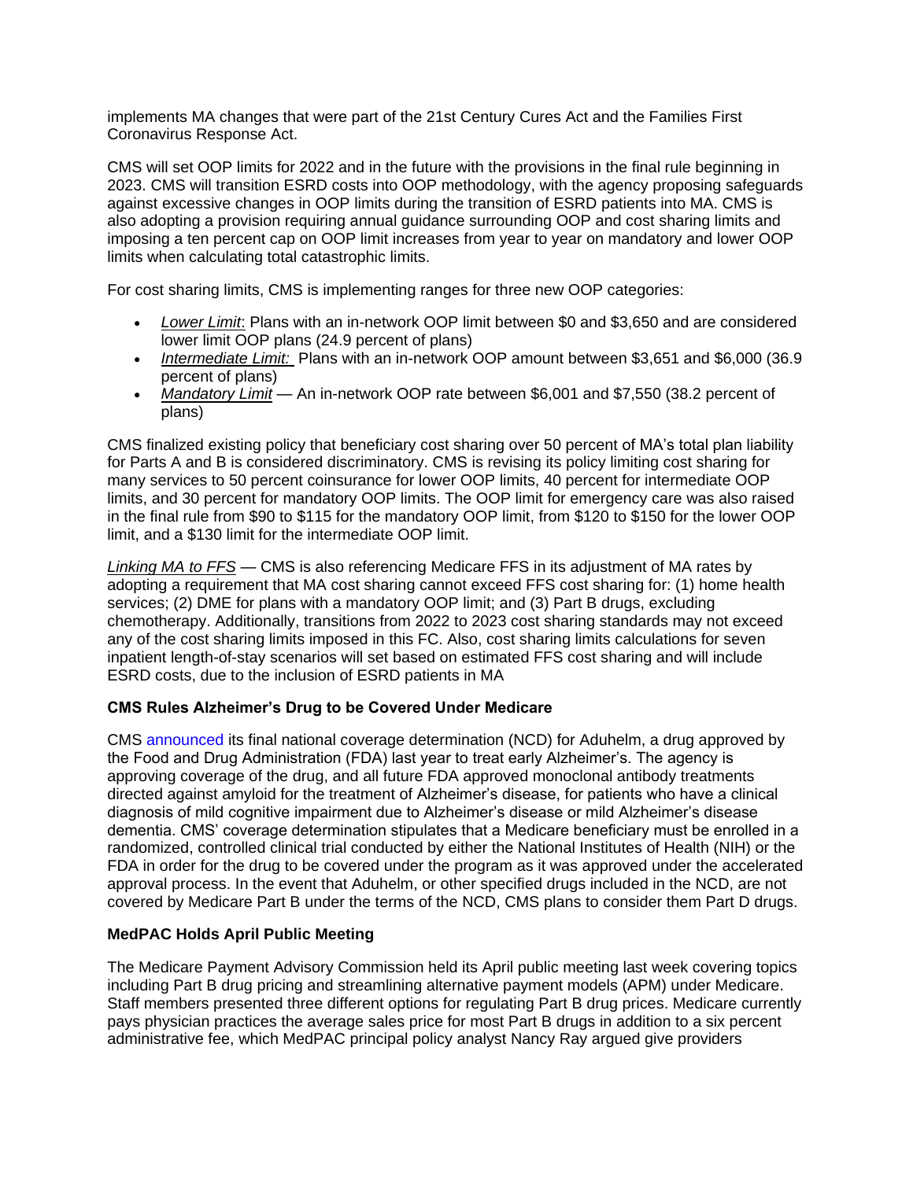implements MA changes that were part of the 21st Century Cures Act and the Families First Coronavirus Response Act.

CMS will set OOP limits for 2022 and in the future with the provisions in the final rule beginning in 2023. CMS will transition ESRD costs into OOP methodology, with the agency proposing safeguards against excessive changes in OOP limits during the transition of ESRD patients into MA. CMS is also adopting a provision requiring annual guidance surrounding OOP and cost sharing limits and imposing a ten percent cap on OOP limit increases from year to year on mandatory and lower OOP limits when calculating total catastrophic limits.

For cost sharing limits, CMS is implementing ranges for three new OOP categories:

- *Lower Limit*: Plans with an in-network OOP limit between $0 and $3,650 and are considered lower limit OOP plans (24.9 percent of plans)
- *Intermediate Limit:* Plans with an in-network OOP amount between $3,651 and $6,000 (36.9 percent of plans)
- *Mandatory Limit* — An in-network OOP rate between $6,001 and $7,550 (38.2 percent of plans)

CMS finalized existing policy that beneficiary cost sharing over 50 percent of MA's total plan liability for Parts A and B is considered discriminatory. CMS is revising its policy limiting cost sharing for many services to 50 percent coinsurance for lower OOP limits, 40 percent for intermediate OOP limits, and 30 percent for mandatory OOP limits. The OOP limit for emergency care was also raised in the final rule from $90 to $115 for the mandatory OOP limit, from $120 to $150 for the lower OOP limit, and a $130 limit for the intermediate OOP limit.

*Linking MA to FFS* — CMS is also referencing Medicare FFS in its adjustment of MA rates by adopting a requirement that MA cost sharing cannot exceed FFS cost sharing for: (1) home health services; (2) DME for plans with a mandatory OOP limit; and (3) Part B drugs, excluding chemotherapy. Additionally, transitions from 2022 to 2023 cost sharing standards may not exceed any of the cost sharing limits imposed in this FC. Also, cost sharing limits calculations for seven inpatient length-of-stay scenarios will set based on estimated FFS cost sharing and will include ESRD costs, due to the inclusion of ESRD patients in MA

**CMS Rules Alzheimer's Drug to be Covered Under Medicare**

CMS announced its final national coverage determination (NCD) for Aduhelm, a drug approved by the Food and Drug Administration (FDA) last year to treat early Alzheimer's. The agency is approving coverage of the drug, and all future FDA approved monoclonal antibody treatments directed against amyloid for the treatment of Alzheimer's disease, for patients who have a clinical diagnosis of mild cognitive impairment due to Alzheimer's disease or mild Alzheimer's disease dementia. CMS' coverage determination stipulates that a Medicare beneficiary must be enrolled in a randomized, controlled clinical trial conducted by either the National Institutes of Health (NIH) or the FDA in order for the drug to be covered under the program as it was approved under the accelerated approval process. In the event that Aduhelm, or other specified drugs included in the NCD, are not covered by Medicare Part B under the terms of the NCD, CMS plans to consider them Part D drugs.

**MedPAC Holds April Public Meeting**

The Medicare Payment Advisory Commission held its April public meeting last week covering topics including Part B drug pricing and streamlining alternative payment models (APM) under Medicare. Staff members presented three different options for regulating Part B drug prices. Medicare currently pays physician practices the average sales price for most Part B drugs in addition to a six percent administrative fee, which MedPAC principal policy analyst Nancy Ray argued give providers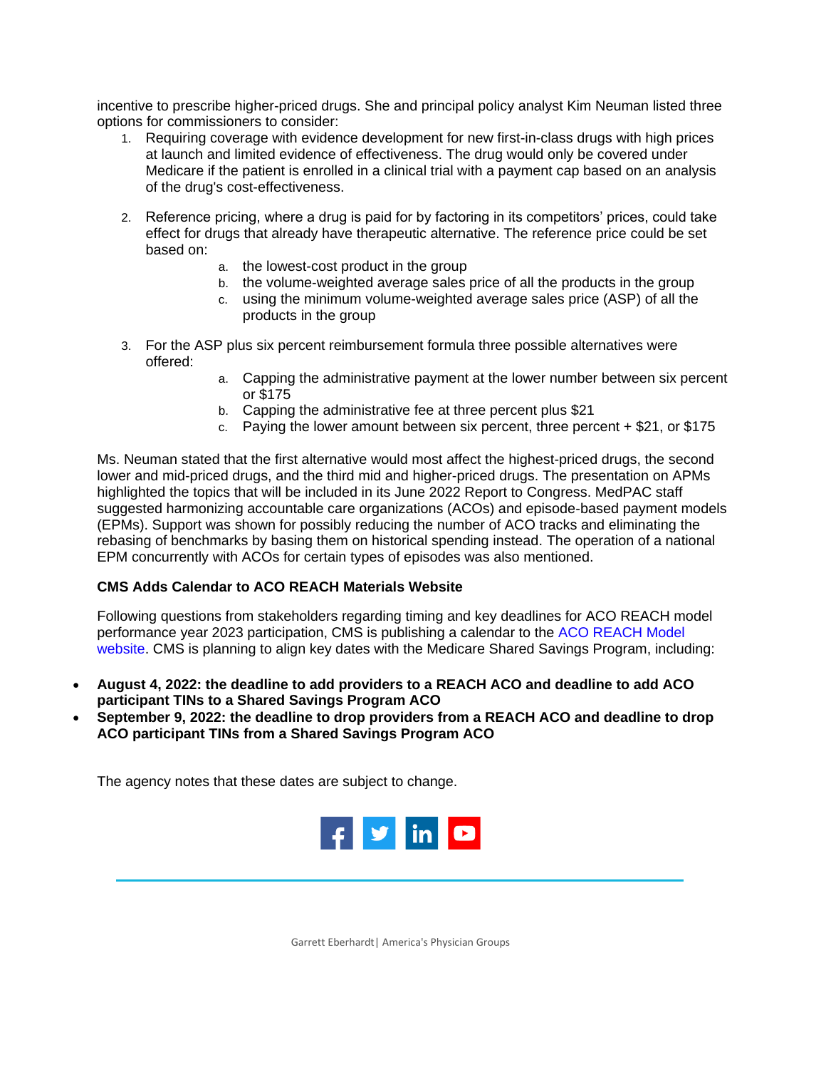incentive to prescribe higher-priced drugs. She and principal policy analyst Kim Neuman listed three options for commissioners to consider:

1. Requiring coverage with evidence development for new first-in-class drugs with high prices at launch and limited evidence of effectiveness. The drug would only be covered under Medicare if the patient is enrolled in a clinical trial with a payment cap based on an analysis of the drug's cost-effectiveness.

2. Reference pricing, where a drug is paid for by factoring in its competitors' prices, could take effect for drugs that already have therapeutic alternative. The reference price could be set based on:
   a. the lowest-cost product in the group
   b. the volume-weighted average sales price of all the products in the group
   c. using the minimum volume-weighted average sales price (ASP) of all the products in the group

3. For the ASP plus six percent reimbursement formula three possible alternatives were offered:
   a. Capping the administrative payment at the lower number between six percent or $175
   b. Capping the administrative fee at three percent plus $21
   c. Paying the lower amount between six percent, three percent + $21, or $175

Ms. Neuman stated that the first alternative would most affect the highest-priced drugs, the second lower and mid-priced drugs, and the third mid and higher-priced drugs. The presentation on APMs highlighted the topics that will be included in its June 2022 Report to Congress. MedPAC staff suggested harmonizing accountable care organizations (ACOs) and episode-based payment models (EPMs). Support was shown for possibly reducing the number of ACO tracks and eliminating the rebasing of benchmarks by basing them on historical spending instead. The operation of a national EPM concurrently with ACOs for certain types of episodes was also mentioned.

**CMS Adds Calendar to ACO REACH Materials Website**

Following questions from stakeholders regarding timing and key deadlines for ACO REACH model performance year 2023 participation, CMS is publishing a calendar to the ACO REACH Model website. CMS is planning to align key dates with the Medicare Shared Savings Program, including:

- **August 4, 2022: the deadline to add providers to a REACH ACO and deadline to add ACO participant TINs to a Shared Savings Program ACO**
- **September 9, 2022: the deadline to drop providers from a REACH ACO and deadline to drop ACO participant TINs from a Shared Savings Program ACO**

The agency notes that these dates are subject to change.

Garrett Eberhardt | America's Physician Groups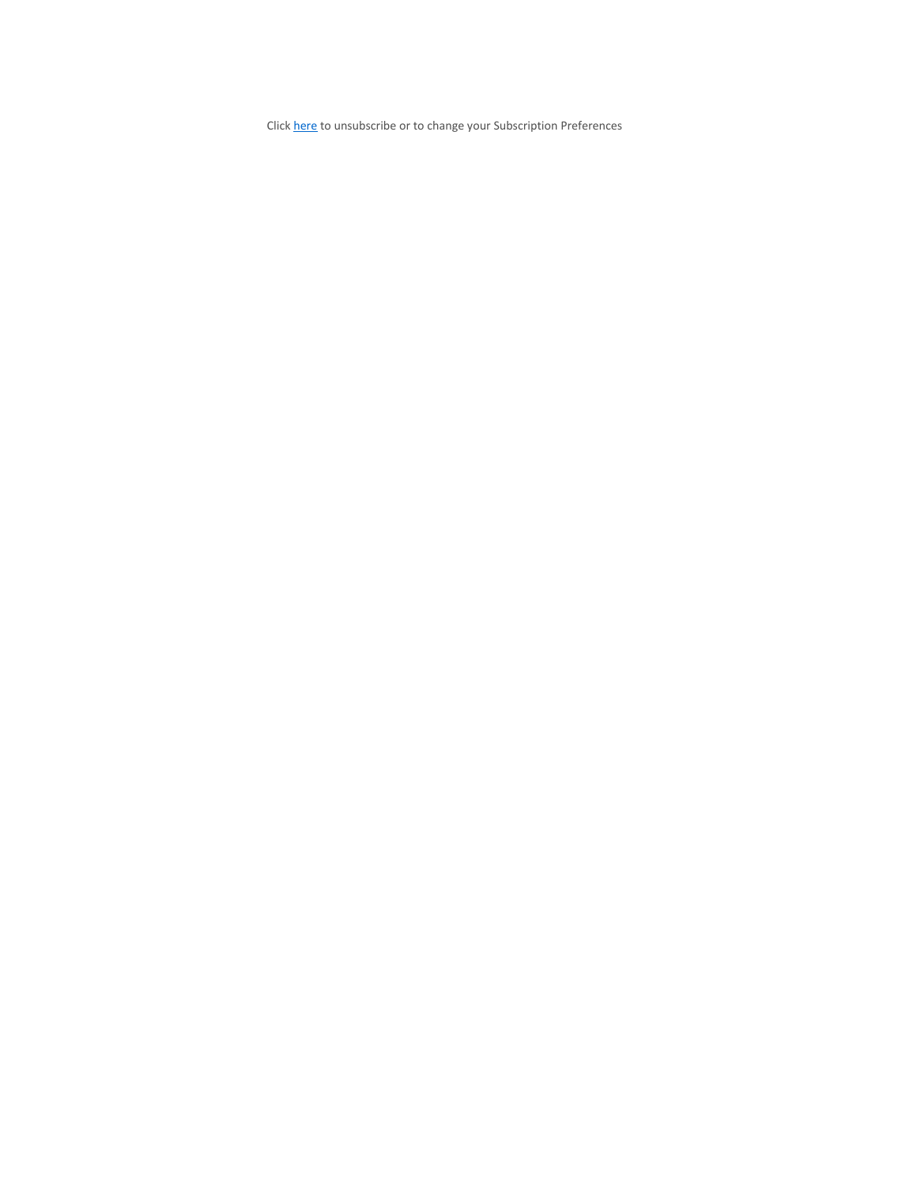Click [here](#) to unsubscribe or to change your Subscription Preferences